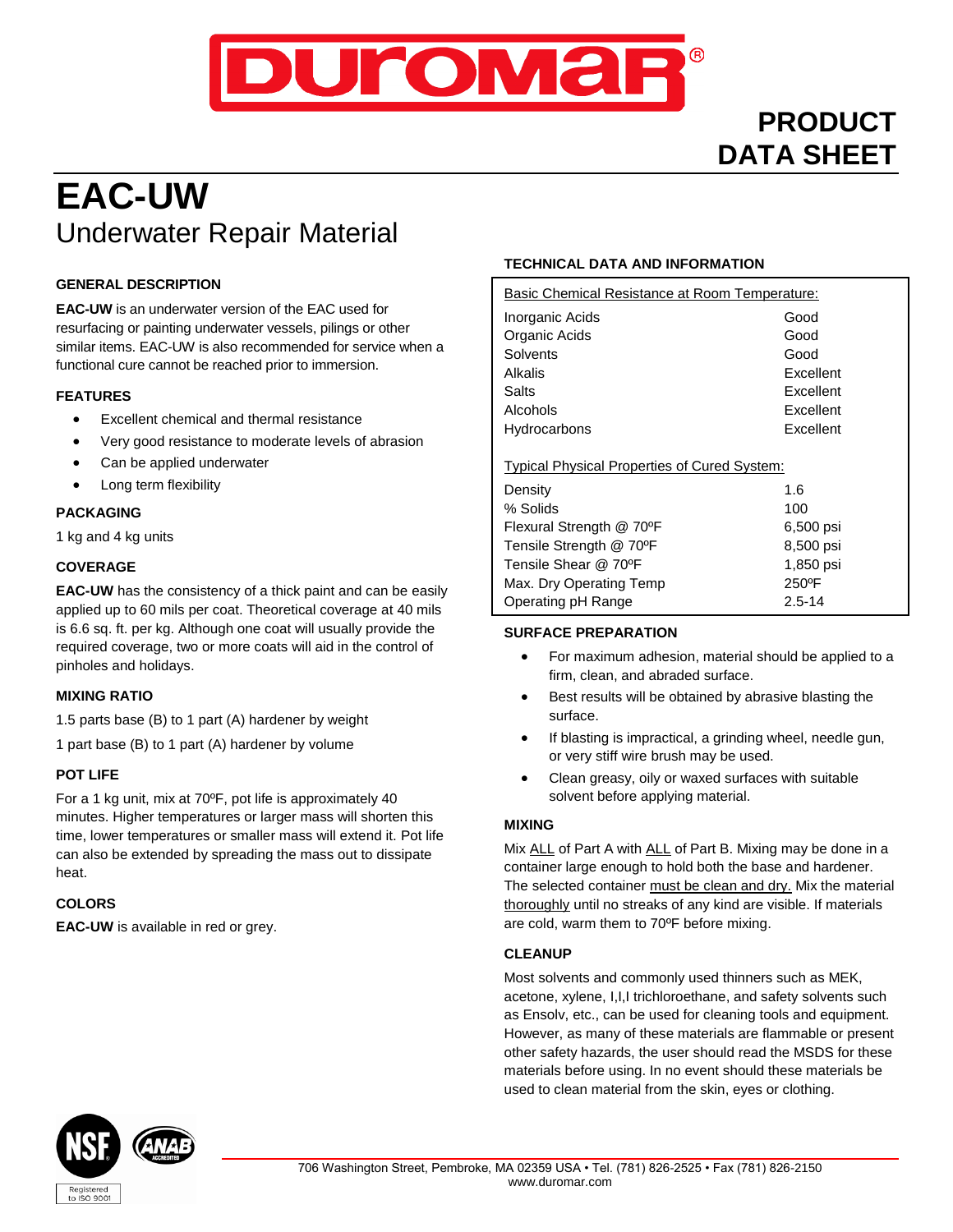DUROMAR®

# PRODUCT DATA SHEET

# EAC-UW

## Underwater Repair Material

### GENERAL DESCRIPTION

**EAC-UW** is an underwater version of the EAC used for resurfacing or painting underwater vessels, pilings or other similar items. EAC-UW is also recommended for service when a functional cure cannot be reached prior to immersion.

### FEATURES

- Excellent chemical and thermal resistance
- Very good resistance to moderate levels of abrasion
- Can be applied underwater
- Long term flexibility

### PACKAGING

1 kg and 4 kg units

### COVERAGE

**EAC-UW** has the consistency of a thick paint and can be easily applied up to 60 mils per coat. Theoretical coverage at 40 mils is 6.6 sq. ft. per kg. Although one coat will usually provide the required coverage, two or more coats will aid in the control of pinholes and holidays.

### MIXING RATIO

1.5 parts base (B) to 1 part (A) hardener by weight

1 part base (B) to 1 part (A) hardener by volume

### POT LIFE

For a 1 kg unit, mix at 70ºF, pot life is approximately 40 minutes. Higher temperatures or larger mass will shorten this time, lower temperatures or smaller mass will extend it. Pot life can also be extended by spreading the mass out to dissipate heat.

### COLORS

**EAC-UW** is available in red or grey.

### TECHNICAL DATA AND INFORMATION

Basic Chemical Resistance at Room Temperature:

| | |
|---|---|
| Inorganic Acids | Good |
| Organic Acids | Good |
| Solvents | Good |
| Alkalis | Excellent |
| Salts | Excellent |
| Alcohols | Excellent |
| Hydrocarbons | Excellent |

Typical Physical Properties of Cured System:

| | |
|---|---|
| Density | 1.6 |
| % Solids | 100 |
| Flexural Strength @ 70ºF | 6,500 psi |
| Tensile Strength @ 70ºF | 8,500 psi |
| Tensile Shear @ 70ºF | 1,850 psi |
| Max. Dry Operating Temp | 250ºF |
| Operating pH Range | 2.5-14 |

### SURFACE PREPARATION

- For maximum adhesion, material should be applied to a firm, clean, and abraded surface.
- Best results will be obtained by abrasive blasting the surface.
- If blasting is impractical, a grinding wheel, needle gun, or very stiff wire brush may be used.
- Clean greasy, oily or waxed surfaces with suitable solvent before applying material.

### MIXING

Mix ALL of Part A with ALL of Part B. Mixing may be done in a container large enough to hold both the base and hardener. The selected container must be clean and dry. Mix the material thoroughly until no streaks of any kind are visible. If materials are cold, warm them to 70ºF before mixing.

### CLEANUP

Most solvents and commonly used thinners such as MEK, acetone, xylene, I,I,I trichloroethane, and safety solvents such as Ensolv, etc., can be used for cleaning tools and equipment. However, as many of these materials are flammable or present other safety hazards, the user should read the MSDS for these materials before using. In no event should these materials be used to clean material from the skin, eyes or clothing.

NSF Registered to ISO 9001 · ANAB Accredited

706 Washington Street, Pembroke, MA 02359 USA • Tel. (781) 826-2525 • Fax (781) 826-2150
www.duromar.com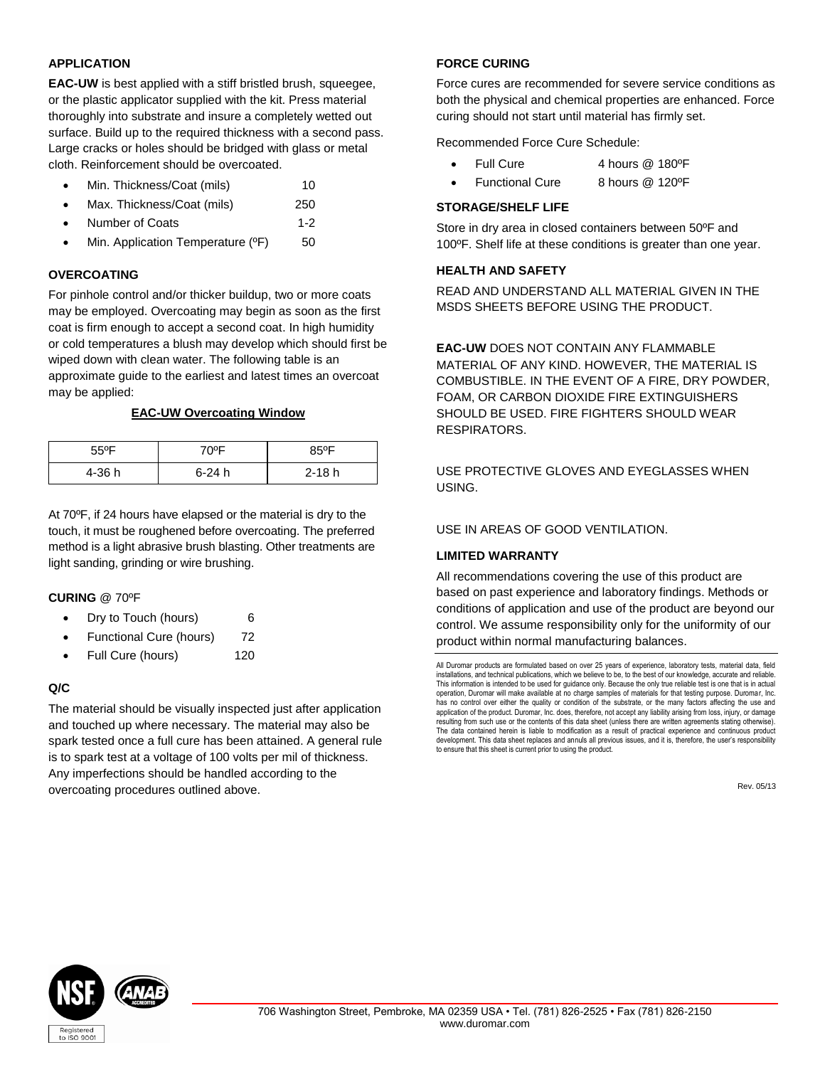## APPLICATION

**EAC-UW** is best applied with a stiff bristled brush, squeegee, or the plastic applicator supplied with the kit. Press material thoroughly into substrate and insure a completely wetted out surface. Build up to the required thickness with a second pass. Large cracks or holes should be bridged with glass or metal cloth. Reinforcement should be overcoated.

- Min. Thickness/Coat (mils) 10
- Max. Thickness/Coat (mils) 250
- Number of Coats 1-2
- Min. Application Temperature (ºF) 50

## OVERCOATING

For pinhole control and/or thicker buildup, two or more coats may be employed. Overcoating may begin as soon as the first coat is firm enough to accept a second coat. In high humidity or cold temperatures a blush may develop which should first be wiped down with clean water. The following table is an approximate guide to the earliest and latest times an overcoat may be applied:

**EAC-UW Overcoating Window**

| 55ºF | 70ºF | 85ºF |
|---|---|---|
| 4-36 h | 6-24 h | 2-18 h |

At 70ºF, if 24 hours have elapsed or the material is dry to the touch, it must be roughened before overcoating. The preferred method is a light abrasive brush blasting. Other treatments are light sanding, grinding or wire brushing.

## CURING @ 70ºF

- Dry to Touch (hours) 6
- Functional Cure (hours) 72
- Full Cure (hours) 120

## Q/C

The material should be visually inspected just after application and touched up where necessary. The material may also be spark tested once a full cure has been attained. A general rule is to spark test at a voltage of 100 volts per mil of thickness. Any imperfections should be handled according to the overcoating procedures outlined above.

## FORCE CURING

Force cures are recommended for severe service conditions as both the physical and chemical properties are enhanced. Force curing should not start until material has firmly set.

Recommended Force Cure Schedule:

- Full Cure 4 hours @ 180ºF
- Functional Cure 8 hours @ 120ºF

## STORAGE/SHELF LIFE

Store in dry area in closed containers between 50ºF and 100ºF. Shelf life at these conditions is greater than one year.

## HEALTH AND SAFETY

READ AND UNDERSTAND ALL MATERIAL GIVEN IN THE MSDS SHEETS BEFORE USING THE PRODUCT.

**EAC-UW** DOES NOT CONTAIN ANY FLAMMABLE MATERIAL OF ANY KIND. HOWEVER, THE MATERIAL IS COMBUSTIBLE. IN THE EVENT OF A FIRE, DRY POWDER, FOAM, OR CARBON DIOXIDE FIRE EXTINGUISHERS SHOULD BE USED. FIRE FIGHTERS SHOULD WEAR RESPIRATORS.

USE PROTECTIVE GLOVES AND EYEGLASSES WHEN USING.

USE IN AREAS OF GOOD VENTILATION.

## LIMITED WARRANTY

All recommendations covering the use of this product are based on past experience and laboratory findings. Methods or conditions of application and use of the product are beyond our control. We assume responsibility only for the uniformity of our product within normal manufacturing balances.

All Duromar products are formulated based on over 25 years of experience, laboratory tests, material data, field installations, and technical publications, which we believe to be, to the best of our knowledge, accurate and reliable. This information is intended to be used for guidance only. Because the only true reliable test is one that is in actual operation, Duromar will make available at no charge samples of materials for that testing purpose. Duromar, Inc. has no control over either the quality or condition of the substrate, or the many factors affecting the use and application of the product. Duromar, Inc. does, therefore, not accept any liability arising from loss, injury, or damage resulting from such use or the contents of this data sheet (unless there are written agreements stating otherwise). The data contained herein is liable to modification as a result of practical experience and continuous product development. This data sheet replaces and annuls all previous issues, and it is, therefore, the user's responsibility to ensure that this sheet is current prior to using the product.

Rev. 05/13

Registered to ISO 9001

706 Washington Street, Pembroke, MA 02359 USA • Tel. (781) 826-2525 • Fax (781) 826-2150
www.duromar.com